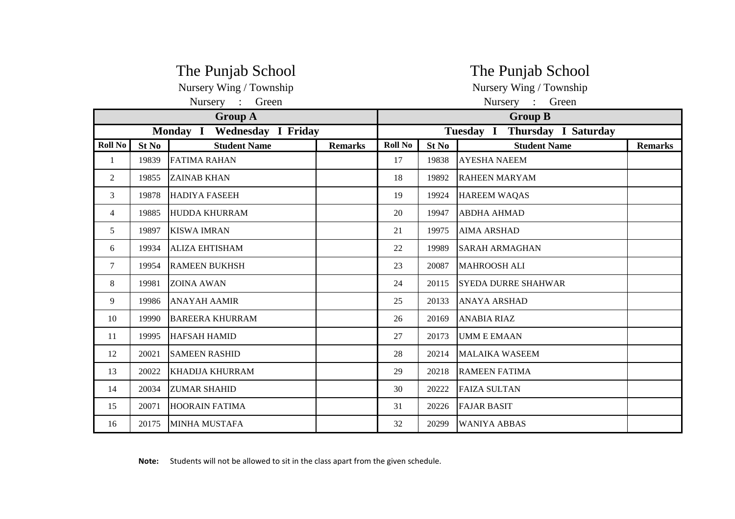# The Punjab School

Nursery Wing / Township

Nursery : Green

| Group A | | | | Group B | | | |
|---|---|---|---|---|---|---|---|
| Monday I Wednesday I Friday | | | | Tuesday I Thursday I Saturday | | | |
| Roll No | St No | Student Name | Remarks | Roll No | St No | Student Name | Remarks |
| 1 | 19839 | FATIMA RAHAN | | 17 | 19838 | AYESHA NAEEM | |
| 2 | 19855 | ZAINAB KHAN | | 18 | 19892 | RAHEEN MARYAM | |
| 3 | 19878 | HADIYA FASEEH | | 19 | 19924 | HAREEM WAQAS | |
| 4 | 19885 | HUDDA KHURRAM | | 20 | 19947 | ABDHA AHMAD | |
| 5 | 19897 | KISWA IMRAN | | 21 | 19975 | AIMA ARSHAD | |
| 6 | 19934 | ALIZA EHTISHAM | | 22 | 19989 | SARAH ARMAGHAN | |
| 7 | 19954 | RAMEEN BUKHSH | | 23 | 20087 | MAHROOSH ALI | |
| 8 | 19981 | ZOINA AWAN | | 24 | 20115 | SYEDA DURRE SHAHWAR | |
| 9 | 19986 | ANAYAH AAMIR | | 25 | 20133 | ANAYA ARSHAD | |
| 10 | 19990 | BAREERA KHURRAM | | 26 | 20169 | ANABIA RIAZ | |
| 11 | 19995 | HAFSAH HAMID | | 27 | 20173 | UMM E EMAAN | |
| 12 | 20021 | SAMEEN RASHID | | 28 | 20214 | MALAIKA WASEEM | |
| 13 | 20022 | KHADIJA KHURRAM | | 29 | 20218 | RAMEEN FATIMA | |
| 14 | 20034 | ZUMAR SHAHID | | 30 | 20222 | FAIZA SULTAN | |
| 15 | 20071 | HOORAIN FATIMA | | 31 | 20226 | FAJAR BASIT | |
| 16 | 20175 | MINHA MUSTAFA | | 32 | 20299 | WANIYA ABBAS | |

**Note:** Students will not be allowed to sit in the class apart from the given schedule.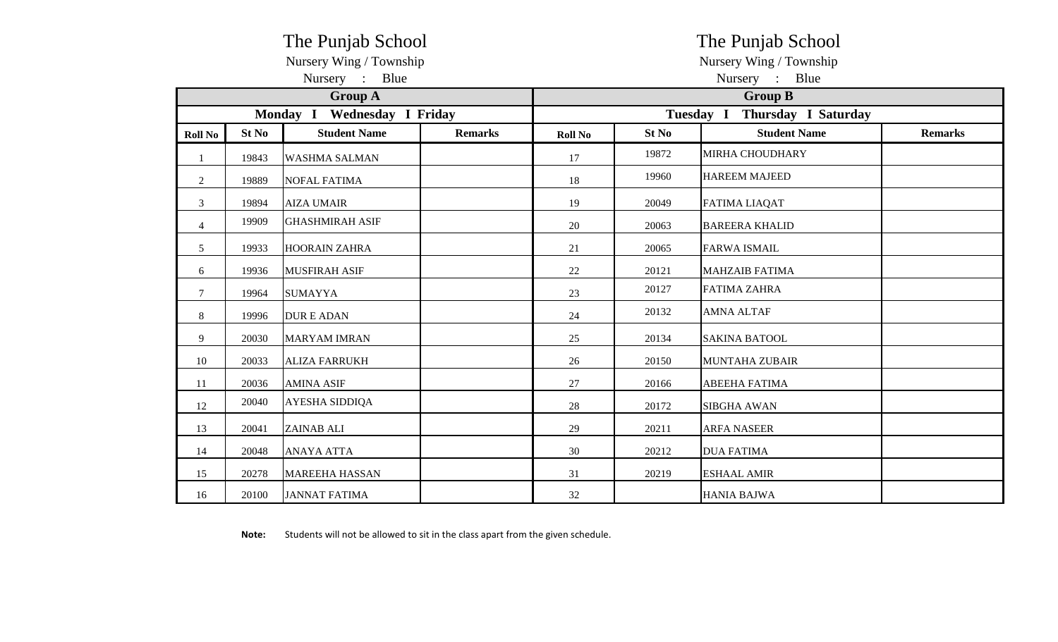# The Punjab School

Nursery Wing / Township

Nursery : Blue

| Group A | | | | Group B | | | |
|---|---|---|---|---|---|---|---|
| Monday I Wednesday I Friday | | | | Tuesday I Thursday I Saturday | | | |
| **Roll No** | **St No** | **Student Name** | **Remarks** | **Roll No** | **St No** | **Student Name** | **Remarks** |
| 1 | 19843 | WASHMA SALMAN | | 17 | 19872 | MIRHA CHOUDHARY | |
| 2 | 19889 | NOFAL FATIMA | | 18 | 19960 | HAREEM MAJEED | |
| 3 | 19894 | AIZA UMAIR | | 19 | 20049 | FATIMA LIAQAT | |
| 4 | 19909 | GHASHMIRAH ASIF | | 20 | 20063 | BAREERA KHALID | |
| 5 | 19933 | HOORAIN ZAHRA | | 21 | 20065 | FARWA ISMAIL | |
| 6 | 19936 | MUSFIRAH ASIF | | 22 | 20121 | MAHZAIB FATIMA | |
| 7 | 19964 | SUMAYYA | | 23 | 20127 | FATIMA ZAHRA | |
| 8 | 19996 | DUR E ADAN | | 24 | 20132 | AMNA ALTAF | |
| 9 | 20030 | MARYAM IMRAN | | 25 | 20134 | SAKINA BATOOL | |
| 10 | 20033 | ALIZA FARRUKH | | 26 | 20150 | MUNTAHA ZUBAIR | |
| 11 | 20036 | AMINA ASIF | | 27 | 20166 | ABEEHA FATIMA | |
| 12 | 20040 | AYESHA SIDDIQA | | 28 | 20172 | SIBGHA AWAN | |
| 13 | 20041 | ZAINAB ALI | | 29 | 20211 | ARFA NASEER | |
| 14 | 20048 | ANAYA ATTA | | 30 | 20212 | DUA FATIMA | |
| 15 | 20278 | MAREEHA HASSAN | | 31 | 20219 | ESHAAL AMIR | |
| 16 | 20100 | JANNAT FATIMA | | 32 | | HANIA BAJWA | |

**Note:** Students will not be allowed to sit in the class apart from the given schedule.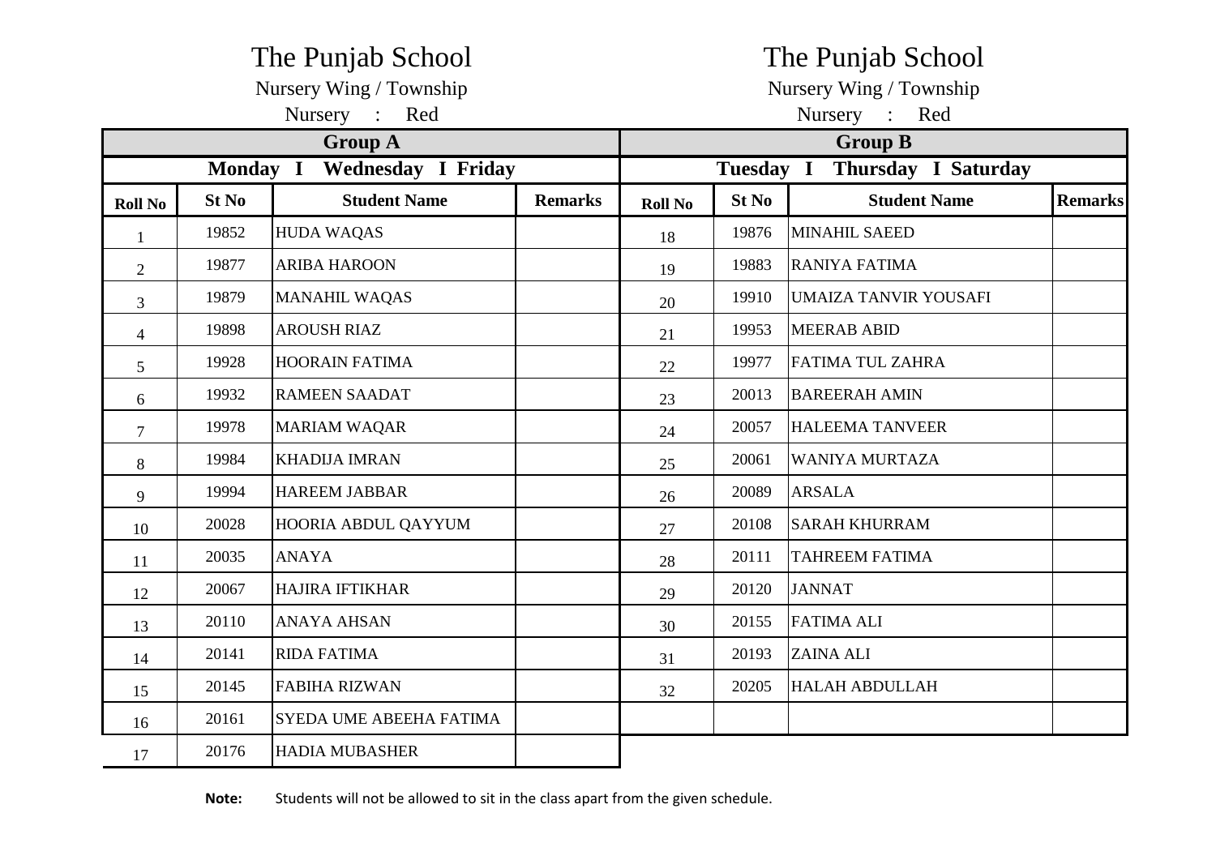# The Punjab School

Nursery Wing / Township

Nursery : Red

## Group A

**Monday I Wednesday I Friday**

| Roll No | St No | Student Name | Remarks |
|---|---|---|---|
| 1 | 19852 | HUDA WAQAS | |
| 2 | 19877 | ARIBA HAROON | |
| 3 | 19879 | MANAHIL WAQAS | |
| 4 | 19898 | AROUSH RIAZ | |
| 5 | 19928 | HOORAIN FATIMA | |
| 6 | 19932 | RAMEEN SAADAT | |
| 7 | 19978 | MARIAM WAQAR | |
| 8 | 19984 | KHADIJA IMRAN | |
| 9 | 19994 | HAREEM JABBAR | |
| 10 | 20028 | HOORIA ABDUL QAYYUM | |
| 11 | 20035 | ANAYA | |
| 12 | 20067 | HAJIRA IFTIKHAR | |
| 13 | 20110 | ANAYA AHSAN | |
| 14 | 20141 | RIDA FATIMA | |
| 15 | 20145 | FABIHA RIZWAN | |
| 16 | 20161 | SYEDA UME ABEEHA FATIMA | |
| 17 | 20176 | HADIA MUBASHER | |

# The Punjab School

Nursery Wing / Township

Nursery : Red

## Group B

**Tuesday I Thursday I Saturday**

| Roll No | St No | Student Name | Remarks |
|---|---|---|---|
| 18 | 19876 | MINAHIL SAEED | |
| 19 | 19883 | RANIYA FATIMA | |
| 20 | 19910 | UMAIZA TANVIR YOUSAFI | |
| 21 | 19953 | MEERAB ABID | |
| 22 | 19977 | FATIMA TUL ZAHRA | |
| 23 | 20013 | BAREERAH AMIN | |
| 24 | 20057 | HALEEMA TANVEER | |
| 25 | 20061 | WANIYA MURTAZA | |
| 26 | 20089 | ARSALA | |
| 27 | 20108 | SARAH KHURRAM | |
| 28 | 20111 | TAHREEM FATIMA | |
| 29 | 20120 | JANNAT | |
| 30 | 20155 | FATIMA ALI | |
| 31 | 20193 | ZAINA ALI | |
| 32 | 20205 | HALAH ABDULLAH | |

**Note:** Students will not be allowed to sit in the class apart from the given schedule.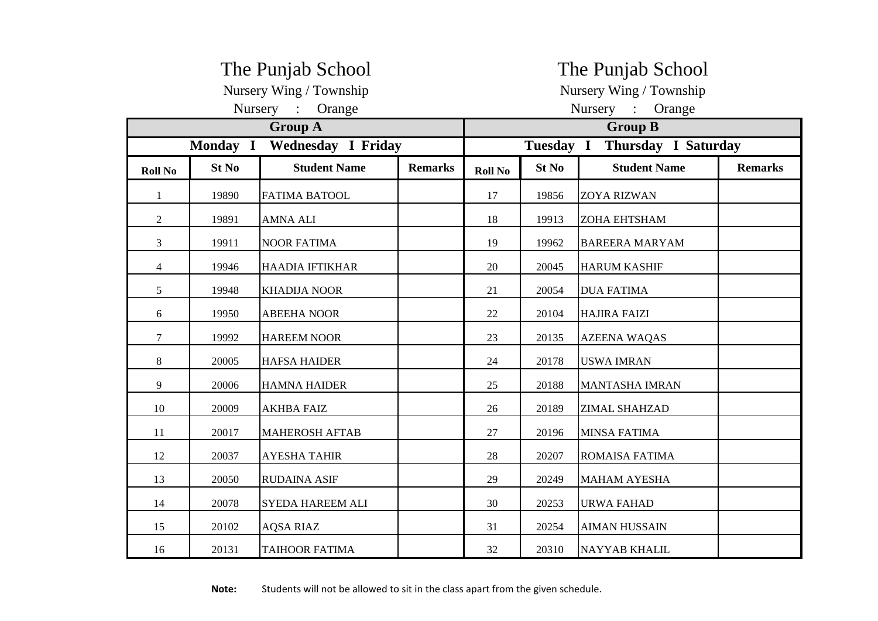# The Punjab School

Nursery Wing / Township

Nursery : Orange

| Group A | | | | Group B | | | |
|---|---|---|---|---|---|---|---|
| Monday I Wednesday I Friday | | | | Tuesday I Thursday I Saturday | | | |
| **Roll No** | **St No** | **Student Name** | **Remarks** | **Roll No** | **St No** | **Student Name** | **Remarks** |
| 1 | 19890 | FATIMA BATOOL | | 17 | 19856 | ZOYA RIZWAN | |
| 2 | 19891 | AMNA ALI | | 18 | 19913 | ZOHA EHTSHAM | |
| 3 | 19911 | NOOR FATIMA | | 19 | 19962 | BAREERA MARYAM | |
| 4 | 19946 | HAADIA IFTIKHAR | | 20 | 20045 | HARUM KASHIF | |
| 5 | 19948 | KHADIJA NOOR | | 21 | 20054 | DUA FATIMA | |
| 6 | 19950 | ABEEHA NOOR | | 22 | 20104 | HAJIRA FAIZI | |
| 7 | 19992 | HAREEM NOOR | | 23 | 20135 | AZEENA WAQAS | |
| 8 | 20005 | HAFSA HAIDER | | 24 | 20178 | USWA IMRAN | |
| 9 | 20006 | HAMNA HAIDER | | 25 | 20188 | MANTASHA IMRAN | |
| 10 | 20009 | AKHBA FAIZ | | 26 | 20189 | ZIMAL SHAHZAD | |
| 11 | 20017 | MAHEROSH AFTAB | | 27 | 20196 | MINSA FATIMA | |
| 12 | 20037 | AYESHA TAHIR | | 28 | 20207 | ROMAISA FATIMA | |
| 13 | 20050 | RUDAINA ASIF | | 29 | 20249 | MAHAM AYESHA | |
| 14 | 20078 | SYEDA HAREEM ALI | | 30 | 20253 | URWA FAHAD | |
| 15 | 20102 | AQSA RIAZ | | 31 | 20254 | AIMAN HUSSAIN | |
| 16 | 20131 | TAIHOOR FATIMA | | 32 | 20310 | NAYYAB KHALIL | |

**Note:** Students will not be allowed to sit in the class apart from the given schedule.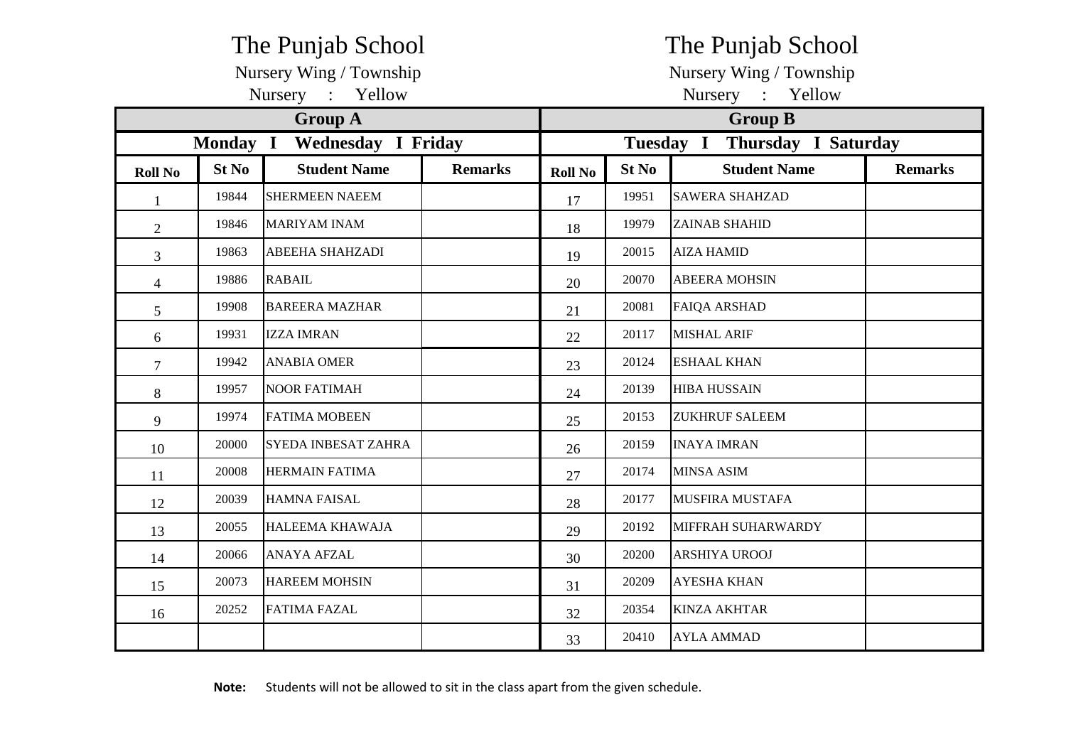# The Punjab School

Nursery Wing / Township

Nursery : Yellow

| Group A | | | | Group B | | | |
|---|---|---|---|---|---|---|---|
| **Monday I Wednesday I Friday** | | | | **Tuesday I Thursday I Saturday** | | | |
| **Roll No** | **St No** | **Student Name** | **Remarks** | **Roll No** | **St No** | **Student Name** | **Remarks** |
| 1 | 19844 | SHERMEEN NAEEM | | 17 | 19951 | SAWERA SHAHZAD | |
| 2 | 19846 | MARIYAM INAM | | 18 | 19979 | ZAINAB SHAHID | |
| 3 | 19863 | ABEEHA SHAHZADI | | 19 | 20015 | AIZA HAMID | |
| 4 | 19886 | RABAIL | | 20 | 20070 | ABEERA MOHSIN | |
| 5 | 19908 | BAREERA MAZHAR | | 21 | 20081 | FAIQA ARSHAD | |
| 6 | 19931 | IZZA IMRAN | | 22 | 20117 | MISHAL ARIF | |
| 7 | 19942 | ANABIA OMER | | 23 | 20124 | ESHAAL KHAN | |
| 8 | 19957 | NOOR FATIMAH | | 24 | 20139 | HIBA HUSSAIN | |
| 9 | 19974 | FATIMA MOBEEN | | 25 | 20153 | ZUKHRUF SALEEM | |
| 10 | 20000 | SYEDA INBESAT ZAHRA | | 26 | 20159 | INAYA IMRAN | |
| 11 | 20008 | HERMAIN FATIMA | | 27 | 20174 | MINSA ASIM | |
| 12 | 20039 | HAMNA FAISAL | | 28 | 20177 | MUSFIRA MUSTAFA | |
| 13 | 20055 | HALEEMA KHAWAJA | | 29 | 20192 | MIFFRAH SUHARWARDY | |
| 14 | 20066 | ANAYA AFZAL | | 30 | 20200 | ARSHIYA UROOJ | |
| 15 | 20073 | HAREEM MOHSIN | | 31 | 20209 | AYESHA KHAN | |
| 16 | 20252 | FATIMA FAZAL | | 32 | 20354 | KINZA AKHTAR | |
| | | | | 33 | 20410 | AYLA AMMAD | |

**Note:** Students will not be allowed to sit in the class apart from the given schedule.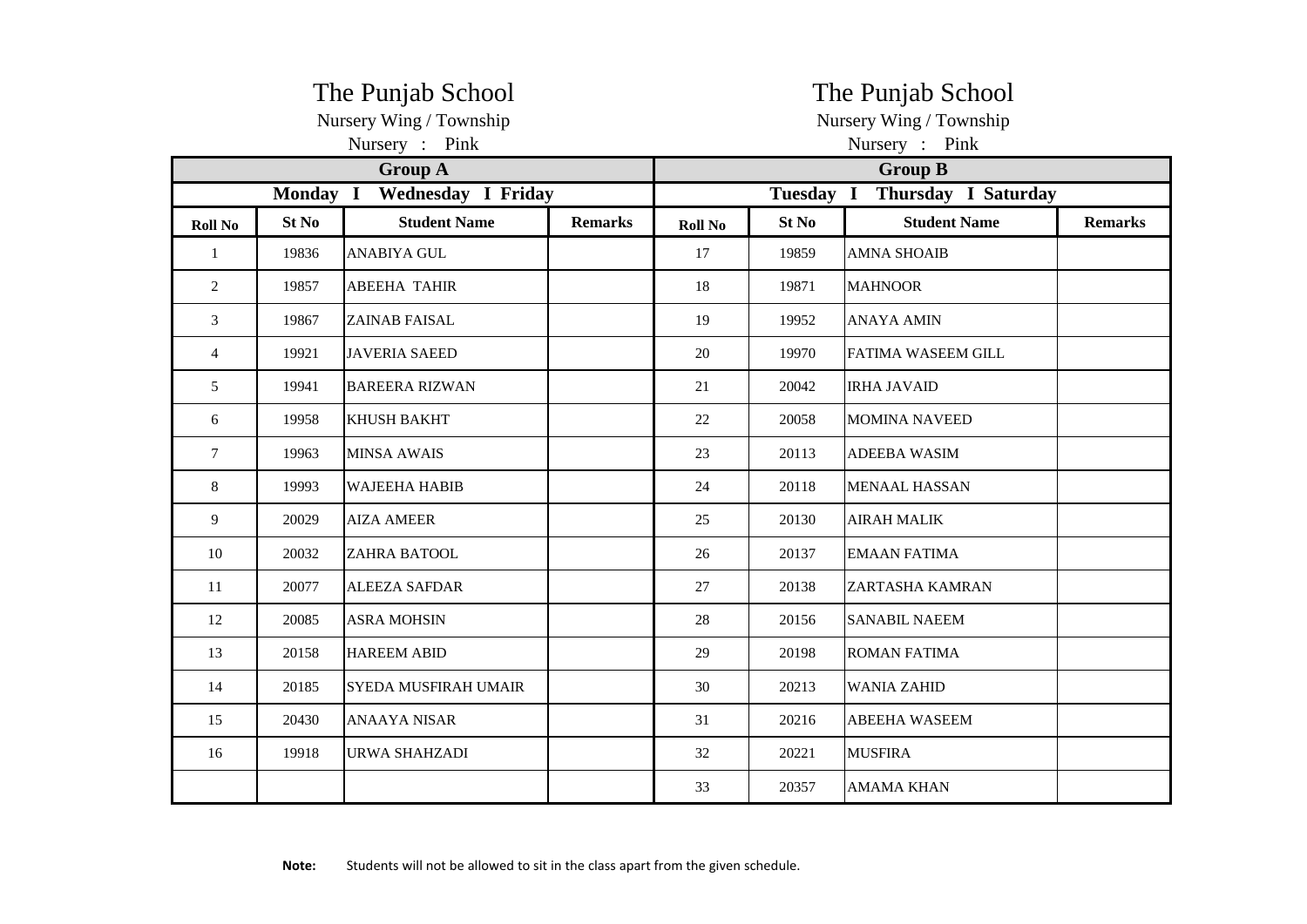# The Punjab School

Nursery Wing / Township

Nursery : Pink

| Group A | | | | Group B | | | |
|---|---|---|---|---|---|---|---|
| Monday I Wednesday I Friday | | | | Tuesday I Thursday I Saturday | | | |
| **Roll No** | **St No** | **Student Name** | **Remarks** | **Roll No** | **St No** | **Student Name** | **Remarks** |
| 1 | 19836 | ANABIYA GUL | | 17 | 19859 | AMNA SHOAIB | |
| 2 | 19857 | ABEEHA TAHIR | | 18 | 19871 | MAHNOOR | |
| 3 | 19867 | ZAINAB FAISAL | | 19 | 19952 | ANAYA AMIN | |
| 4 | 19921 | JAVERIA SAEED | | 20 | 19970 | FATIMA WASEEM GILL | |
| 5 | 19941 | BAREERA RIZWAN | | 21 | 20042 | IRHA JAVAID | |
| 6 | 19958 | KHUSH BAKHT | | 22 | 20058 | MOMINA NAVEED | |
| 7 | 19963 | MINSA AWAIS | | 23 | 20113 | ADEEBA WASIM | |
| 8 | 19993 | WAJEEHA HABIB | | 24 | 20118 | MENAAL HASSAN | |
| 9 | 20029 | AIZA AMEER | | 25 | 20130 | AIRAH MALIK | |
| 10 | 20032 | ZAHRA BATOOL | | 26 | 20137 | EMAAN FATIMA | |
| 11 | 20077 | ALEEZA SAFDAR | | 27 | 20138 | ZARTASHA KAMRAN | |
| 12 | 20085 | ASRA MOHSIN | | 28 | 20156 | SANABIL NAEEM | |
| 13 | 20158 | HAREEM ABID | | 29 | 20198 | ROMAN FATIMA | |
| 14 | 20185 | SYEDA MUSFIRAH UMAIR | | 30 | 20213 | WANIA ZAHID | |
| 15 | 20430 | ANAAYA NISAR | | 31 | 20216 | ABEEHA WASEEM | |
| 16 | 19918 | URWA SHAHZADI | | 32 | 20221 | MUSFIRA | |
| | | | | 33 | 20357 | AMAMA KHAN | |

**Note:** Students will not be allowed to sit in the class apart from the given schedule.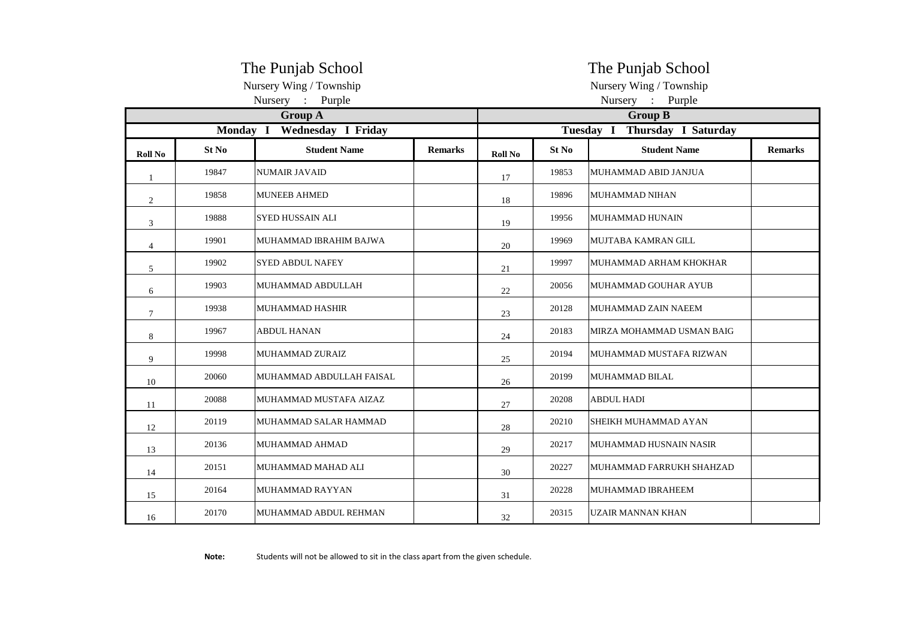# The Punjab School

Nursery Wing / Township

Nursery : Purple

| Group A | | | | Group B | | | |
|---|---|---|---|---|---|---|---|
| Monday I Wednesday I Friday | | | | Tuesday I Thursday I Saturday | | | |
| **Roll No** | **St No** | **Student Name** | **Remarks** | **Roll No** | **St No** | **Student Name** | **Remarks** |
| 1 | 19847 | NUMAIR JAVAID | | 17 | 19853 | MUHAMMAD ABID JANJUA | |
| 2 | 19858 | MUNEEB AHMED | | 18 | 19896 | MUHAMMAD NIHAN | |
| 3 | 19888 | SYED HUSSAIN ALI | | 19 | 19956 | MUHAMMAD HUNAIN | |
| 4 | 19901 | MUHAMMAD IBRAHIM BAJWA | | 20 | 19969 | MUJTABA KAMRAN GILL | |
| 5 | 19902 | SYED ABDUL NAFEY | | 21 | 19997 | MUHAMMAD ARHAM KHOKHAR | |
| 6 | 19903 | MUHAMMAD ABDULLAH | | 22 | 20056 | MUHAMMAD GOUHAR AYUB | |
| 7 | 19938 | MUHAMMAD HASHIR | | 23 | 20128 | MUHAMMAD ZAIN NAEEM | |
| 8 | 19967 | ABDUL HANAN | | 24 | 20183 | MIRZA MOHAMMAD USMAN BAIG | |
| 9 | 19998 | MUHAMMAD ZURAIZ | | 25 | 20194 | MUHAMMAD MUSTAFA RIZWAN | |
| 10 | 20060 | MUHAMMAD ABDULLAH FAISAL | | 26 | 20199 | MUHAMMAD BILAL | |
| 11 | 20088 | MUHAMMAD MUSTAFA AIZAZ | | 27 | 20208 | ABDUL HADI | |
| 12 | 20119 | MUHAMMAD SALAR HAMMAD | | 28 | 20210 | SHEIKH MUHAMMAD AYAN | |
| 13 | 20136 | MUHAMMAD AHMAD | | 29 | 20217 | MUHAMMAD HUSNAIN NASIR | |
| 14 | 20151 | MUHAMMAD MAHAD ALI | | 30 | 20227 | MUHAMMAD FARRUKH SHAHZAD | |
| 15 | 20164 | MUHAMMAD RAYYAN | | 31 | 20228 | MUHAMMAD IBRAHEEM | |
| 16 | 20170 | MUHAMMAD ABDUL REHMAN | | 32 | 20315 | UZAIR MANNAN KHAN | |

**Note:** Students will not be allowed to sit in the class apart from the given schedule.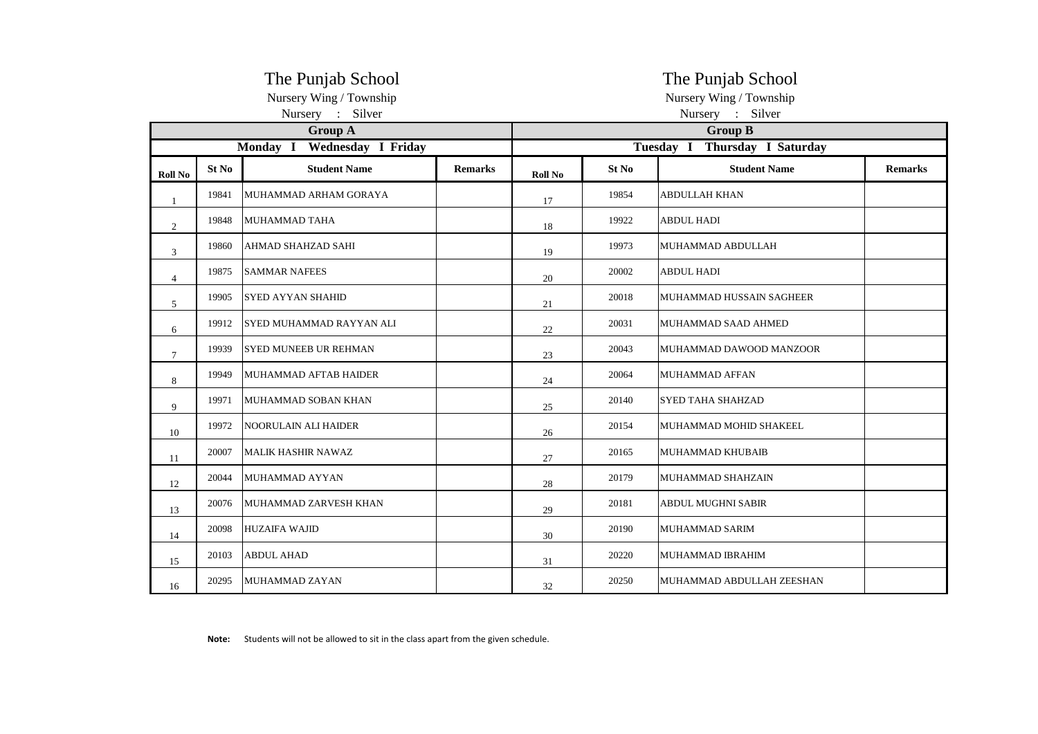| The Punjab School<br>Nursery Wing / Township<br>Nursery : Silver | | | | The Punjab School<br>Nursery Wing / Township<br>Nursery : Silver | | | |
|---|---|---|---|---|---|---|---|
| **Group A** | | | | **Group B** | | | |
| **Monday I Wednesday I Friday** | | | | **Tuesday I Thursday I Saturday** | | | |
| **Roll No** | **St No** | **Student Name** | **Remarks** | **Roll No** | **St No** | **Student Name** | **Remarks** |
| 1 | 19841 | MUHAMMAD ARHAM GORAYA | | 17 | 19854 | ABDULLAH KHAN | |
| 2 | 19848 | MUHAMMAD TAHA | | 18 | 19922 | ABDUL HADI | |
| 3 | 19860 | AHMAD SHAHZAD SAHI | | 19 | 19973 | MUHAMMAD ABDULLAH | |
| 4 | 19875 | SAMMAR NAFEES | | 20 | 20002 | ABDUL HADI | |
| 5 | 19905 | SYED AYYAN SHAHID | | 21 | 20018 | MUHAMMAD HUSSAIN SAGHEER | |
| 6 | 19912 | SYED MUHAMMAD RAYYAN ALI | | 22 | 20031 | MUHAMMAD SAAD AHMED | |
| 7 | 19939 | SYED MUNEEB UR REHMAN | | 23 | 20043 | MUHAMMAD DAWOOD MANZOOR | |
| 8 | 19949 | MUHAMMAD AFTAB HAIDER | | 24 | 20064 | MUHAMMAD AFFAN | |
| 9 | 19971 | MUHAMMAD SOBAN KHAN | | 25 | 20140 | SYED TAHA SHAHZAD | |
| 10 | 19972 | NOORULAIN ALI HAIDER | | 26 | 20154 | MUHAMMAD MOHID SHAKEEL | |
| 11 | 20007 | MALIK HASHIR NAWAZ | | 27 | 20165 | MUHAMMAD KHUBAIB | |
| 12 | 20044 | MUHAMMAD AYYAN | | 28 | 20179 | MUHAMMAD SHAHZAIN | |
| 13 | 20076 | MUHAMMAD ZARVESH KHAN | | 29 | 20181 | ABDUL MUGHNI SABIR | |
| 14 | 20098 | HUZAIFA WAJID | | 30 | 20190 | MUHAMMAD SARIM | |
| 15 | 20103 | ABDUL AHAD | | 31 | 20220 | MUHAMMAD IBRAHIM | |
| 16 | 20295 | MUHAMMAD ZAYAN | | 32 | 20250 | MUHAMMAD ABDULLAH ZEESHAN | |

**Note:** Students will not be allowed to sit in the class apart from the given schedule.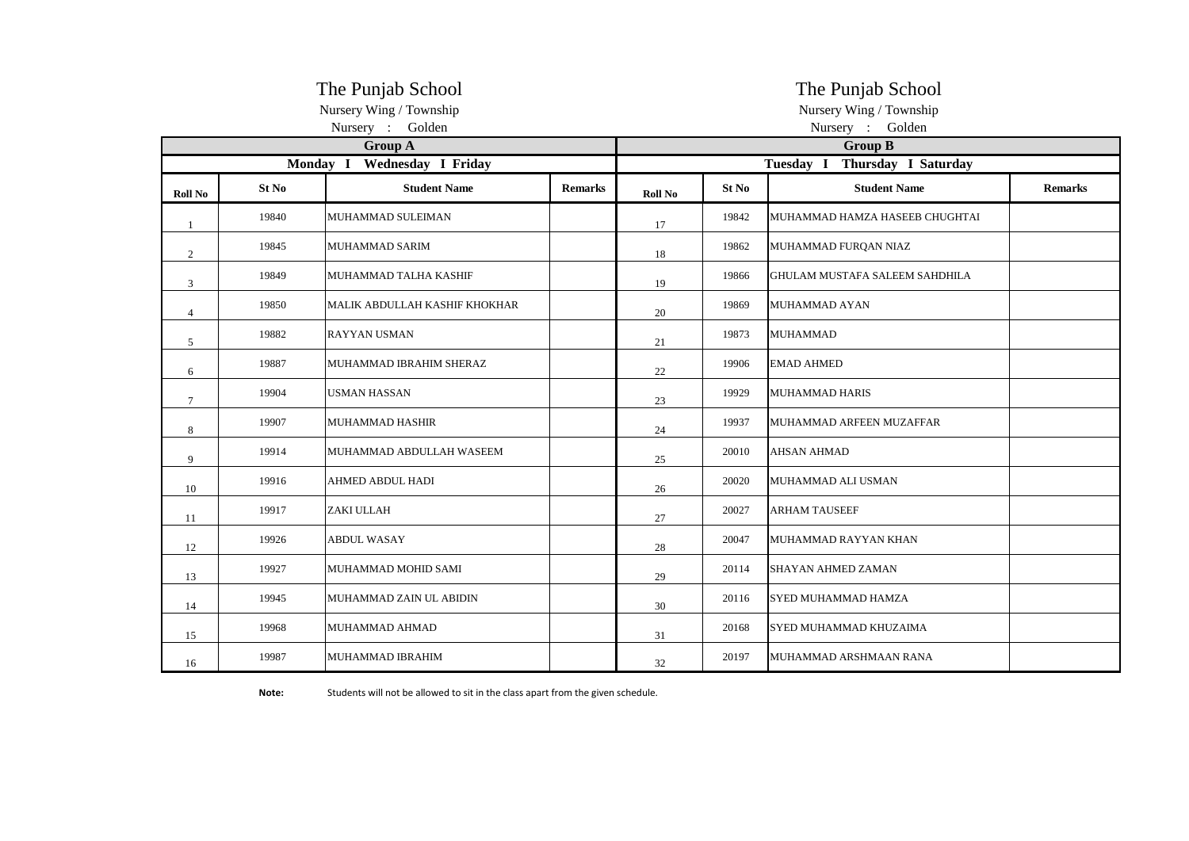## The Punjab School

Nursery Wing / Township

Nursery : Golden

| Group A | | | | Group B | | | |
|---|---|---|---|---|---|---|---|
| Monday I Wednesday I Friday | | | | Tuesday I Thursday I Saturday | | | |
| Roll No | St No | Student Name | Remarks | Roll No | St No | Student Name | Remarks |
| 1 | 19840 | MUHAMMAD SULEIMAN | | 17 | 19842 | MUHAMMAD HAMZA HASEEB CHUGHTAI | |
| 2 | 19845 | MUHAMMAD SARIM | | 18 | 19862 | MUHAMMAD FURQAN NIAZ | |
| 3 | 19849 | MUHAMMAD TALHA KASHIF | | 19 | 19866 | GHULAM MUSTAFA SALEEM SAHDHILA | |
| 4 | 19850 | MALIK ABDULLAH KASHIF KHOKHAR | | 20 | 19869 | MUHAMMAD AYAN | |
| 5 | 19882 | RAYYAN USMAN | | 21 | 19873 | MUHAMMAD | |
| 6 | 19887 | MUHAMMAD IBRAHIM SHERAZ | | 22 | 19906 | EMAD AHMED | |
| 7 | 19904 | USMAN HASSAN | | 23 | 19929 | MUHAMMAD HARIS | |
| 8 | 19907 | MUHAMMAD HASHIR | | 24 | 19937 | MUHAMMAD ARFEEN MUZAFFAR | |
| 9 | 19914 | MUHAMMAD ABDULLAH WASEEM | | 25 | 20010 | AHSAN AHMAD | |
| 10 | 19916 | AHMED ABDUL HADI | | 26 | 20020 | MUHAMMAD ALI USMAN | |
| 11 | 19917 | ZAKI ULLAH | | 27 | 20027 | ARHAM TAUSEEF | |
| 12 | 19926 | ABDUL WASAY | | 28 | 20047 | MUHAMMAD RAYYAN KHAN | |
| 13 | 19927 | MUHAMMAD MOHID SAMI | | 29 | 20114 | SHAYAN AHMED ZAMAN | |
| 14 | 19945 | MUHAMMAD ZAIN UL ABIDIN | | 30 | 20116 | SYED MUHAMMAD HAMZA | |
| 15 | 19968 | MUHAMMAD AHMAD | | 31 | 20168 | SYED MUHAMMAD KHUZAIMA | |
| 16 | 19987 | MUHAMMAD IBRAHIM | | 32 | 20197 | MUHAMMAD ARSHMAAN RANA | |

**Note:** Students will not be allowed to sit in the class apart from the given schedule.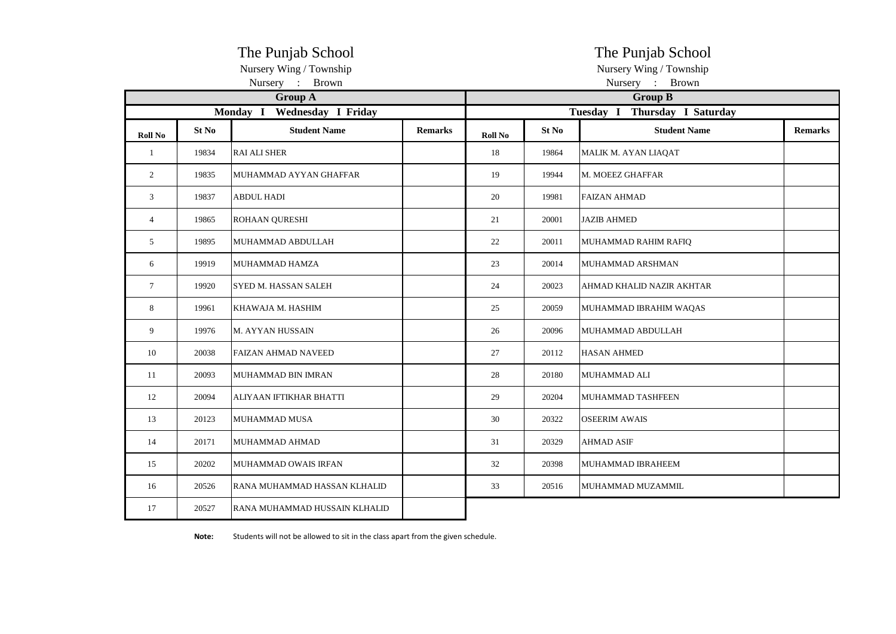# The Punjab School

Nursery Wing / Township

Nursery : Brown

| Group A | | | | Group B | | | |
|---|---|---|---|---|---|---|---|
| Monday I Wednesday I Friday | | | | Tuesday I Thursday I Saturday | | | |
| **Roll No** | **St No** | **Student Name** | **Remarks** | **Roll No** | **St No** | **Student Name** | **Remarks** |
| 1 | 19834 | RAI ALI SHER | | 18 | 19864 | MALIK M. AYAN LIAQAT | |
| 2 | 19835 | MUHAMMAD AYYAN GHAFFAR | | 19 | 19944 | M. MOEEZ GHAFFAR | |
| 3 | 19837 | ABDUL HADI | | 20 | 19981 | FAIZAN AHMAD | |
| 4 | 19865 | ROHAAN QURESHI | | 21 | 20001 | JAZIB AHMED | |
| 5 | 19895 | MUHAMMAD ABDULLAH | | 22 | 20011 | MUHAMMAD RAHIM RAFIQ | |
| 6 | 19919 | MUHAMMAD HAMZA | | 23 | 20014 | MUHAMMAD ARSHMAN | |
| 7 | 19920 | SYED M. HASSAN SALEH | | 24 | 20023 | AHMAD KHALID NAZIR AKHTAR | |
| 8 | 19961 | KHAWAJA M. HASHIM | | 25 | 20059 | MUHAMMAD IBRAHIM WAQAS | |
| 9 | 19976 | M. AYYAN HUSSAIN | | 26 | 20096 | MUHAMMAD ABDULLAH | |
| 10 | 20038 | FAIZAN AHMAD NAVEED | | 27 | 20112 | HASAN AHMED | |
| 11 | 20093 | MUHAMMAD BIN IMRAN | | 28 | 20180 | MUHAMMAD ALI | |
| 12 | 20094 | ALIYAAN IFTIKHAR BHATTI | | 29 | 20204 | MUHAMMAD TASHFEEN | |
| 13 | 20123 | MUHAMMAD MUSA | | 30 | 20322 | OSEERIM AWAIS | |
| 14 | 20171 | MUHAMMAD AHMAD | | 31 | 20329 | AHMAD ASIF | |
| 15 | 20202 | MUHAMMAD OWAIS IRFAN | | 32 | 20398 | MUHAMMAD IBRAHEEM | |
| 16 | 20526 | RANA MUHAMMAD HASSAN KLHALID | | 33 | 20516 | MUHAMMAD MUZAMMIL | |
| 17 | 20527 | RANA MUHAMMAD HUSSAIN KLHALID | | | | | |

**Note:** Students will not be allowed to sit in the class apart from the given schedule.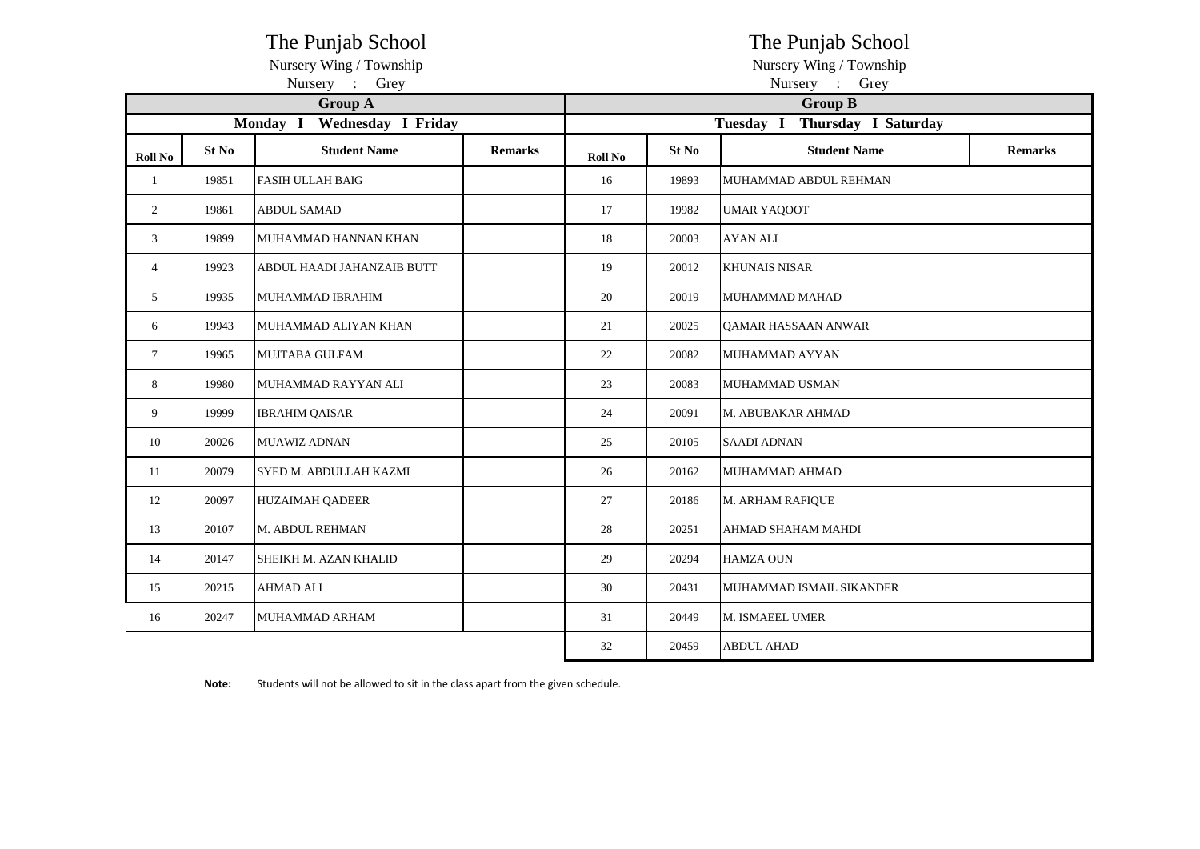# The Punjab School

Nursery Wing / Township

Nursery : Grey

| Group A | | | | Group B | | | |
|---|---|---|---|---|---|---|---|
| Monday I Wednesday I Friday | | | | Tuesday I Thursday I Saturday | | | |
| **Roll No** | **St No** | **Student Name** | **Remarks** | **Roll No** | **St No** | **Student Name** | **Remarks** |
| 1 | 19851 | FASIH ULLAH BAIG | | 16 | 19893 | MUHAMMAD ABDUL REHMAN | |
| 2 | 19861 | ABDUL SAMAD | | 17 | 19982 | UMAR YAQOOT | |
| 3 | 19899 | MUHAMMAD HANNAN KHAN | | 18 | 20003 | AYAN ALI | |
| 4 | 19923 | ABDUL HAADI JAHANZAIB BUTT | | 19 | 20012 | KHUNAIS NISAR | |
| 5 | 19935 | MUHAMMAD IBRAHIM | | 20 | 20019 | MUHAMMAD MAHAD | |
| 6 | 19943 | MUHAMMAD ALIYAN KHAN | | 21 | 20025 | QAMAR HASSAAN ANWAR | |
| 7 | 19965 | MUJTABA GULFAM | | 22 | 20082 | MUHAMMAD AYYAN | |
| 8 | 19980 | MUHAMMAD RAYYAN ALI | | 23 | 20083 | MUHAMMAD USMAN | |
| 9 | 19999 | IBRAHIM QAISAR | | 24 | 20091 | M. ABUBAKAR AHMAD | |
| 10 | 20026 | MUAWIZ ADNAN | | 25 | 20105 | SAADI ADNAN | |
| 11 | 20079 | SYED M. ABDULLAH KAZMI | | 26 | 20162 | MUHAMMAD AHMAD | |
| 12 | 20097 | HUZAIMAH QADEER | | 27 | 20186 | M. ARHAM RAFIQUE | |
| 13 | 20107 | M. ABDUL REHMAN | | 28 | 20251 | AHMAD SHAHAM MAHDI | |
| 14 | 20147 | SHEIKH M. AZAN KHALID | | 29 | 20294 | HAMZA OUN | |
| 15 | 20215 | AHMAD ALI | | 30 | 20431 | MUHAMMAD ISMAIL SIKANDER | |
| 16 | 20247 | MUHAMMAD ARHAM | | 31 | 20449 | M. ISMAEEL UMER | |
| | | | | 32 | 20459 | ABDUL AHAD | |

**Note:** Students will not be allowed to sit in the class apart from the given schedule.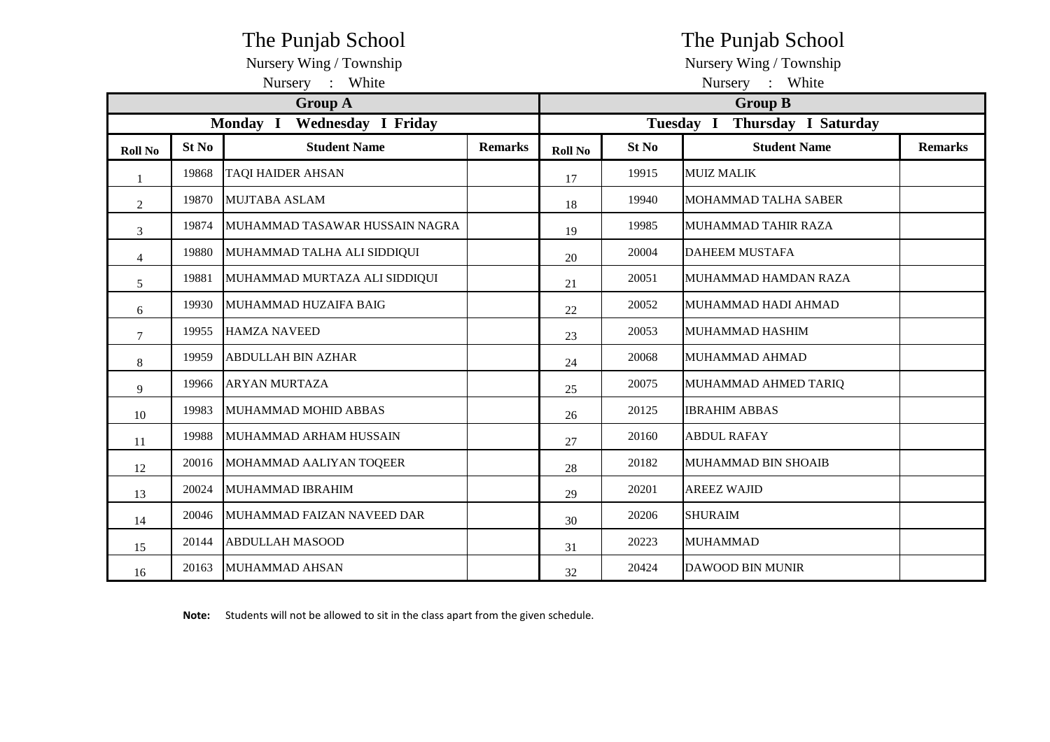# The Punjab School

Nursery Wing / Township

Nursery : White

| Group A | | | | Group B | | | |
|---|---|---|---|---|---|---|---|
| Monday I Wednesday I Friday | | | | Tuesday I Thursday I Saturday | | | |
| **Roll No** | **St No** | **Student Name** | **Remarks** | **Roll No** | **St No** | **Student Name** | **Remarks** |
| 1 | 19868 | TAQI HAIDER AHSAN | | 17 | 19915 | MUIZ MALIK | |
| 2 | 19870 | MUJTABA ASLAM | | 18 | 19940 | MOHAMMAD TALHA SABER | |
| 3 | 19874 | MUHAMMAD TASAWAR HUSSAIN NAGRA | | 19 | 19985 | MUHAMMAD TAHIR RAZA | |
| 4 | 19880 | MUHAMMAD TALHA ALI SIDDIQUI | | 20 | 20004 | DAHEEM MUSTAFA | |
| 5 | 19881 | MUHAMMAD MURTAZA ALI SIDDIQUI | | 21 | 20051 | MUHAMMAD HAMDAN RAZA | |
| 6 | 19930 | MUHAMMAD HUZAIFA BAIG | | 22 | 20052 | MUHAMMAD HADI AHMAD | |
| 7 | 19955 | HAMZA NAVEED | | 23 | 20053 | MUHAMMAD HASHIM | |
| 8 | 19959 | ABDULLAH BIN AZHAR | | 24 | 20068 | MUHAMMAD AHMAD | |
| 9 | 19966 | ARYAN MURTAZA | | 25 | 20075 | MUHAMMAD AHMED TARIQ | |
| 10 | 19983 | MUHAMMAD MOHID ABBAS | | 26 | 20125 | IBRAHIM ABBAS | |
| 11 | 19988 | MUHAMMAD ARHAM HUSSAIN | | 27 | 20160 | ABDUL RAFAY | |
| 12 | 20016 | MOHAMMAD AALIYAN TOQEER | | 28 | 20182 | MUHAMMAD BIN SHOAIB | |
| 13 | 20024 | MUHAMMAD IBRAHIM | | 29 | 20201 | AREEZ WAJID | |
| 14 | 20046 | MUHAMMAD FAIZAN NAVEED DAR | | 30 | 20206 | SHURAIM | |
| 15 | 20144 | ABDULLAH MASOOD | | 31 | 20223 | MUHAMMAD | |
| 16 | 20163 | MUHAMMAD AHSAN | | 32 | 20424 | DAWOOD BIN MUNIR | |

**Note:** Students will not be allowed to sit in the class apart from the given schedule.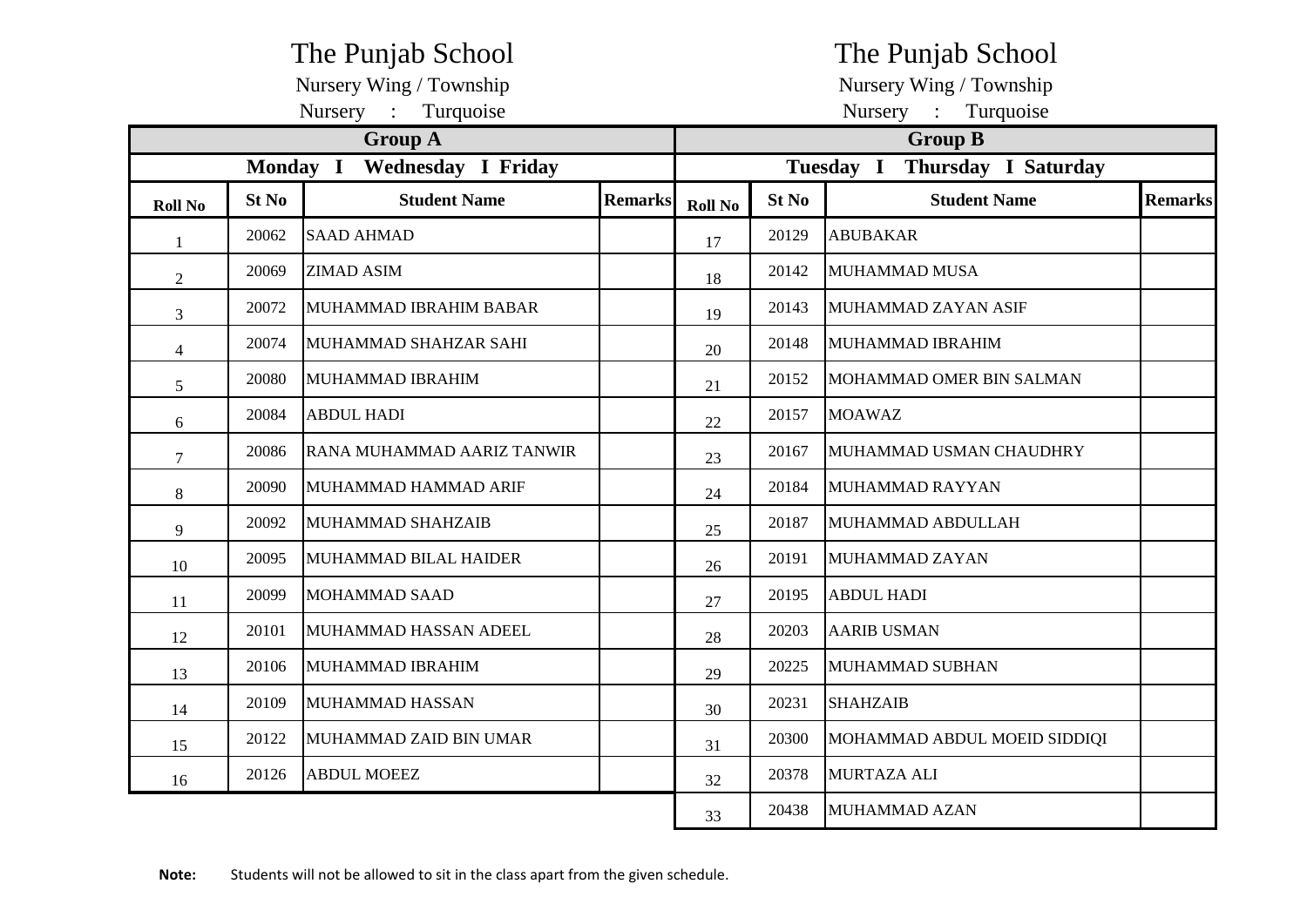# The Punjab School

Nursery Wing / Township

Nursery : Turquoise

| Group A | | | | Group B | | | |
|---|---|---|---|---|---|---|---|
| **Monday I Wednesday I Friday** | | | | **Tuesday I Thursday I Saturday** | | | |
| **Roll No** | **St No** | **Student Name** | **Remarks** | **Roll No** | **St No** | **Student Name** | **Remarks** |
| 1 | 20062 | SAAD AHMAD | | 17 | 20129 | ABUBAKAR | |
| 2 | 20069 | ZIMAD ASIM | | 18 | 20142 | MUHAMMAD MUSA | |
| 3 | 20072 | MUHAMMAD IBRAHIM BABAR | | 19 | 20143 | MUHAMMAD ZAYAN ASIF | |
| 4 | 20074 | MUHAMMAD SHAHZAR SAHI | | 20 | 20148 | MUHAMMAD IBRAHIM | |
| 5 | 20080 | MUHAMMAD IBRAHIM | | 21 | 20152 | MOHAMMAD OMER BIN SALMAN | |
| 6 | 20084 | ABDUL HADI | | 22 | 20157 | MOAWAZ | |
| 7 | 20086 | RANA MUHAMMAD AARIZ TANWIR | | 23 | 20167 | MUHAMMAD USMAN CHAUDHRY | |
| 8 | 20090 | MUHAMMAD HAMMAD ARIF | | 24 | 20184 | MUHAMMAD RAYYAN | |
| 9 | 20092 | MUHAMMAD SHAHZAIB | | 25 | 20187 | MUHAMMAD ABDULLAH | |
| 10 | 20095 | MUHAMMAD BILAL HAIDER | | 26 | 20191 | MUHAMMAD ZAYAN | |
| 11 | 20099 | MOHAMMAD SAAD | | 27 | 20195 | ABDUL HADI | |
| 12 | 20101 | MUHAMMAD HASSAN ADEEL | | 28 | 20203 | AARIB USMAN | |
| 13 | 20106 | MUHAMMAD IBRAHIM | | 29 | 20225 | MUHAMMAD SUBHAN | |
| 14 | 20109 | MUHAMMAD HASSAN | | 30 | 20231 | SHAHZAIB | |
| 15 | 20122 | MUHAMMAD ZAID BIN UMAR | | 31 | 20300 | MOHAMMAD ABDUL MOEID SIDDIQI | |
| 16 | 20126 | ABDUL MOEEZ | | 32 | 20378 | MURTAZA ALI | |
| | | | | 33 | 20438 | MUHAMMAD AZAN | |

**Note:** Students will not be allowed to sit in the class apart from the given schedule.